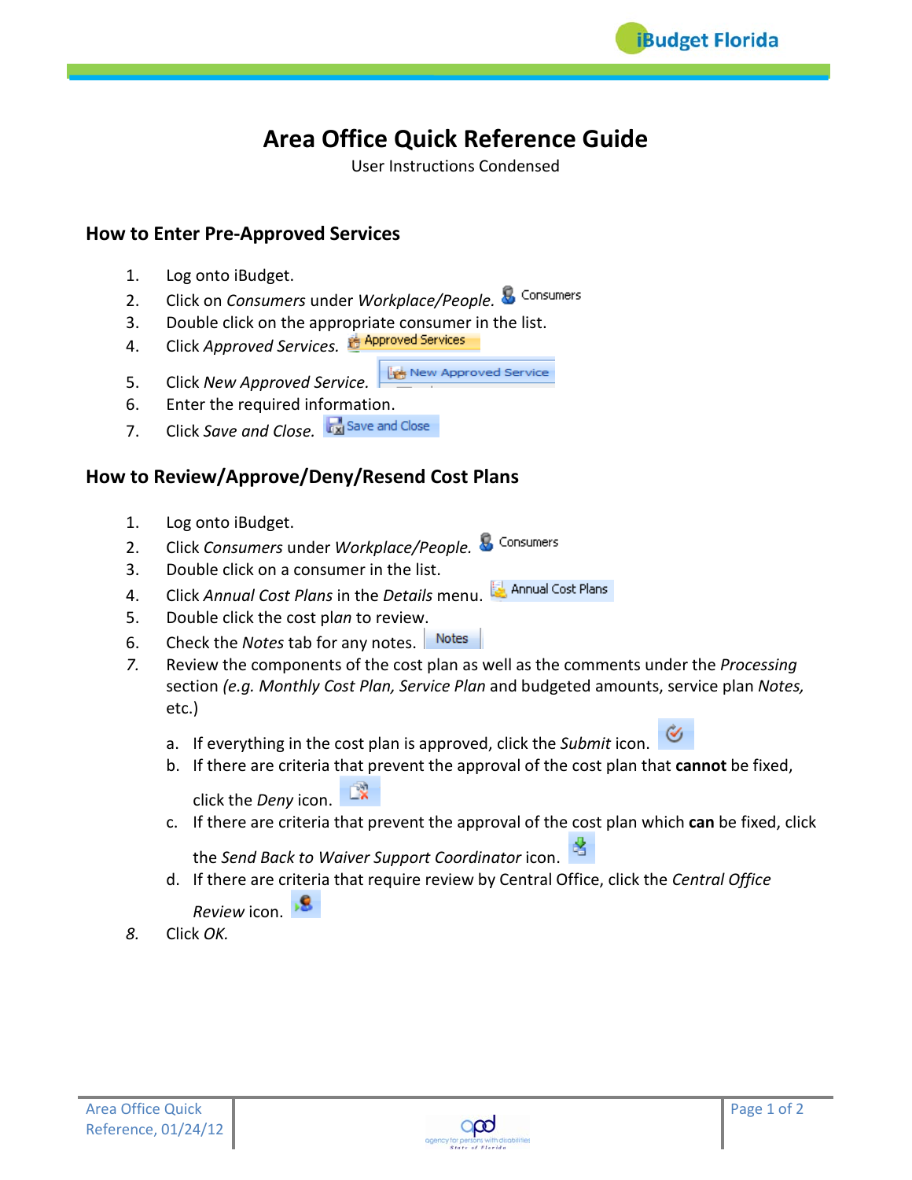# Area Office Quick Reference Guide

User Instructions Condensed

## How to Enter Pre-Approved Services

1. Log onto iBudget.
2. Click on *Consumers* under *Workplace/People.* Consumers
3. Double click on the appropriate consumer in the list.
4. Click *Approved Services.* Approved Services
5. Click *New Approved Service.* New Approved Service
6. Enter the required information.
7. Click *Save and Close.* Save and Close

## How to Review/Approve/Deny/Resend Cost Plans

1. Log onto iBudget.
2. Click *Consumers* under *Workplace/People.* Consumers
3. Double click on a consumer in the list.
4. Click *Annual Cost Plans* in the *Details* menu. Annual Cost Plans
5. Double click the cost plan to review.
6. Check the *Notes* tab for any notes. Notes
7. Review the components of the cost plan as well as the comments under the *Processing* section *(e.g. Monthly Cost Plan, Service Plan* and budgeted amounts, service plan *Notes,* etc.)
   a. If everything in the cost plan is approved, click the *Submit* icon.
   b. If there are criteria that prevent the approval of the cost plan that **cannot** be fixed, click the *Deny* icon.
   c. If there are criteria that prevent the approval of the cost plan which **can** be fixed, click the *Send Back to Waiver Support Coordinator* icon.
   d. If there are criteria that require review by Central Office, click the *Central Office Review* icon.
8. Click *OK.*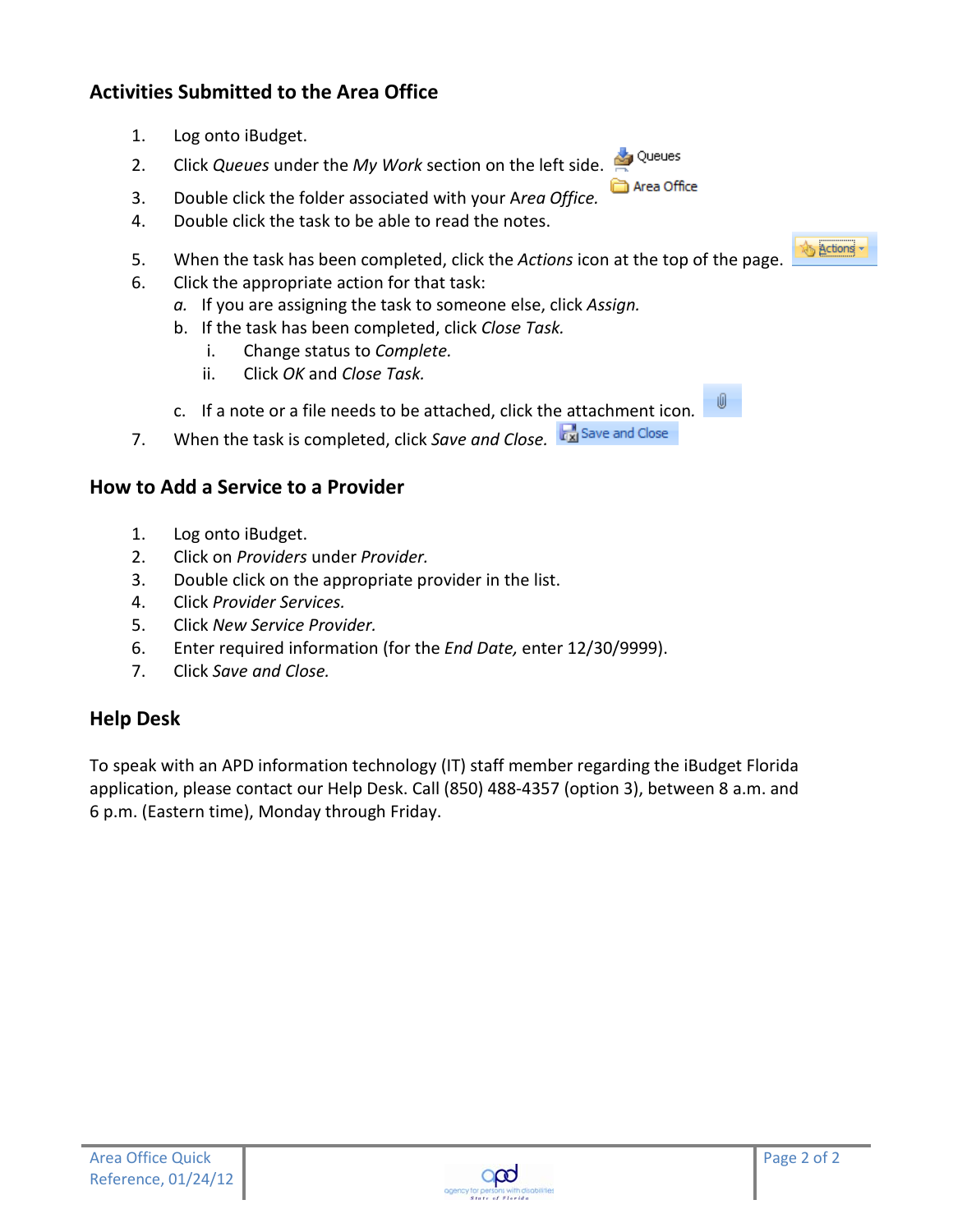## Activities Submitted to the Area Office

1. Log onto iBudget.
2. Click *Queues* under the *My Work* section on the left side.
3. Double click the folder associated with your A*rea Office.*
4. Double click the task to be able to read the notes.
5. When the task has been completed, click the *Actions* icon at the top of the page.
6. Click the appropriate action for that task:
   a. If you are assigning the task to someone else, click *Assign.*
   b. If the task has been completed, click *Close Task.*
      i. Change status to *Complete.*
      ii. Click *OK* and *Close Task.*
   c. If a note or a file needs to be attached, click the attachment icon.
7. When the task is completed, click *Save and Close.*

## How to Add a Service to a Provider

1. Log onto iBudget.
2. Click on *Providers* under *Provider.*
3. Double click on the appropriate provider in the list.
4. Click *Provider Services.*
5. Click *New Service Provider.*
6. Enter required information (for the *End Date,* enter 12/30/9999).
7. Click *Save and Close.*

## Help Desk

To speak with an APD information technology (IT) staff member regarding the iBudget Florida application, please contact our Help Desk. Call (850) 488-4357 (option 3), between 8 a.m. and 6 p.m. (Eastern time), Monday through Friday.